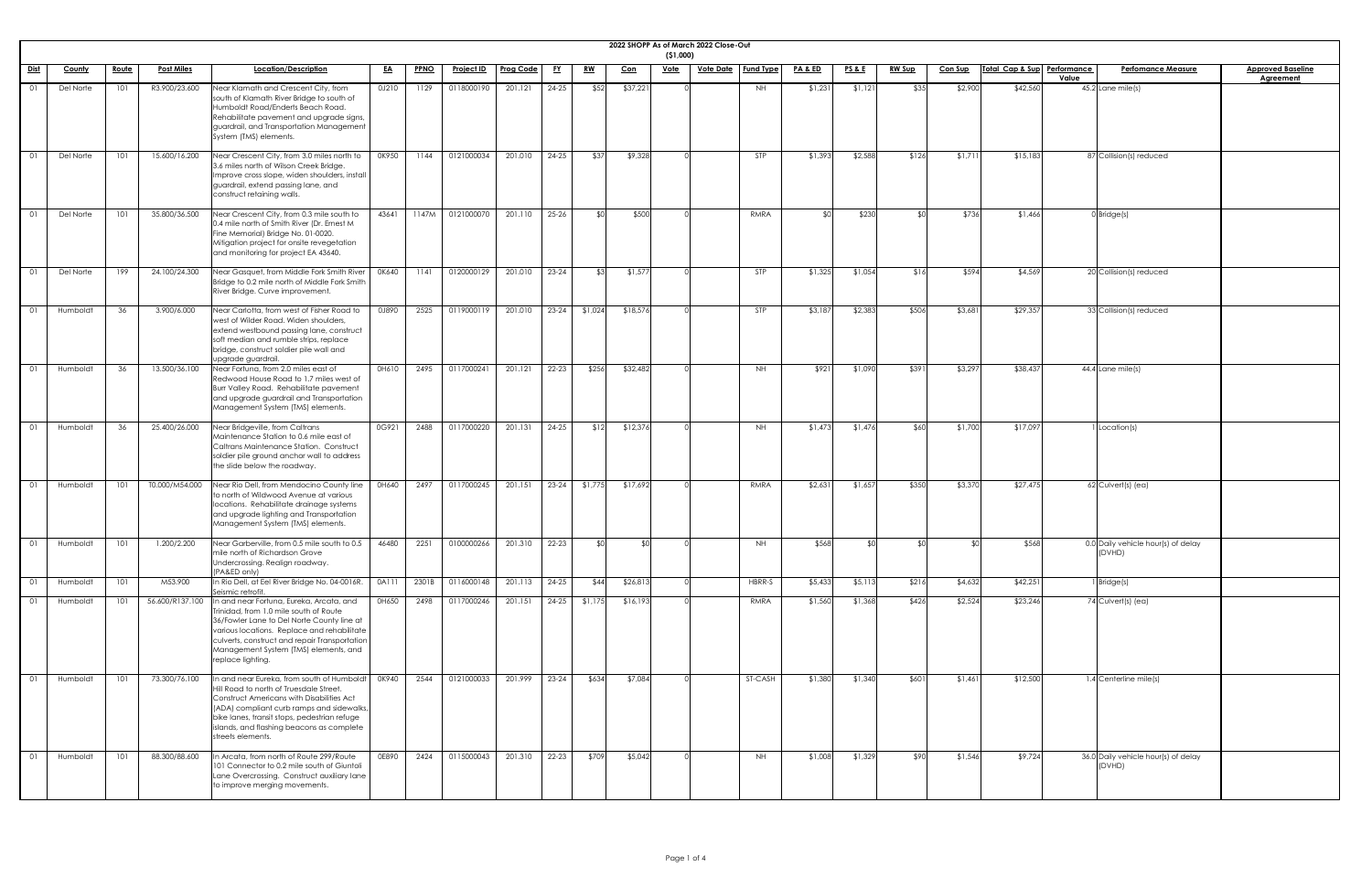# 2022 SHOPP As of March 2022 Close-Out

($1,000)

| Dist | County | Route | Post Miles | Location/Description | EA | PPNO | Project ID | Prog Code | FY | RW | Con | Vote | Vote Date | Fund Type | PA & ED | PS & E | RW Sup | Con Sup | Total Cap & Sup | Performance Value | Perfomance Measure | Approved Baseline Agreement |
|---|---|---|---|---|---|---|---|---|---|---|---|---|---|---|---|---|---|---|---|---|---|---|
| 01 | Del Norte | 101 | R3.900/23.600 | Near Klamath and Crescent City, from south of Klamath River Bridge to south of Humboldt Road/Enderts Beach Road. Rehabilitate pavement and upgrade signs, guardrail, and Transportation Management System (TMS) elements. | 0J210 | 1129 | 0118000190 | 201.121 | 24-25 | $52 | $37,221 | 0 | | NH | $1,231 | $1,121 | $35 | $2,900 | $42,560 | 45.2 | Lane mile(s) | |
| 01 | Del Norte | 101 | 15.600/16.200 | Near Crescent City, from 3.0 miles north to 3.6 miles north of Wilson Creek Bridge. Improve cross slope, widen shoulders, install guardrail, extend passing lane, and construct retaining walls. | 0K950 | 1144 | 0121000034 | 201.010 | 24-25 | $37 | $9,328 | 0 | | STP | $1,393 | $2,588 | $126 | $1,711 | $15,183 | 87 | Collision(s) reduced | |
| 01 | Del Norte | 101 | 35.800/36.500 | Near Crescent City, from 0.3 mile south to 0.4 mile north of Smith River (Dr. Ernest M Fine Memorial) Bridge No. 01-0020. Mitigation project for onsite revegetation and monitoring for project EA 43640. | 43641 | 1147M | 0121000070 | 201.110 | 25-26 | $0 | $500 | 0 | | RMRA | $0 | $230 | $0 | $736 | $1,466 | 0 | Bridge(s) | |
| 01 | Del Norte | 199 | 24.100/24.300 | Near Gasquet, from Middle Fork Smith River Bridge to 0.2 mile north of Middle Fork Smith River Bridge. Curve improvement. | 0K640 | 1141 | 0120000129 | 201.010 | 23-24 | $3 | $1,577 | 0 | | STP | $1,325 | $1,054 | $16 | $594 | $4,569 | 20 | Collision(s) reduced | |
| 01 | Humboldt | 36 | 3.900/6.000 | Near Carlotta, from west of Fisher Road to west of Wilder Road. Widen shoulders, extend westbound passing lane, construct soft median and rumble strips, replace bridge, construct soldier pile wall and upgrade guardrail. | 0J890 | 2525 | 0119000119 | 201.010 | 23-24 | $1,024 | $18,576 | 0 | | STP | $3,187 | $2,383 | $506 | $3,681 | $29,357 | 33 | Collision(s) reduced | |
| 01 | Humboldt | 36 | 13.500/36.100 | Near Fortuna, from 2.0 miles east of Redwood House Road to 1.7 miles west of Burr Valley Road. Rehabilitate pavement and upgrade guardrail and Transportation Management System (TMS) elements. | 0H610 | 2495 | 0117000241 | 201.121 | 22-23 | $256 | $32,482 | 0 | | NH | $921 | $1,090 | $391 | $3,297 | $38,437 | 44.4 | Lane mile(s) | |
| 01 | Humboldt | 36 | 25.400/26.000 | Near Bridgeville, from Caltrans Maintenance Station to 0.6 mile east of Caltrans Maintenance Station. Construct soldier pile ground anchor wall to address the slide below the roadway. | 0G921 | 2488 | 0117000220 | 201.131 | 24-25 | $12 | $12,376 | 0 | | NH | $1,473 | $1,476 | $60 | $1,700 | $17,097 | 1 | Location(s) | |
| 01 | Humboldt | 101 | T0.000/M54.000 | Near Rio Dell, from Mendocino County line to north of Wildwood Avenue at various locations. Rehabilitate drainage systems and upgrade lighting and Transportation Management System (TMS) elements. | 0H640 | 2497 | 0117000245 | 201.151 | 23-24 | $1,775 | $17,692 | 0 | | RMRA | $2,631 | $1,657 | $350 | $3,370 | $27,475 | 62 | Culvert(s) (ea) | |
| 01 | Humboldt | 101 | 1.200/2.200 | Near Garberville, from 0.5 mile south to 0.5 mile north of Richardson Grove Undercrossing. Realign roadway. (PA&ED only) | 46480 | 2251 | 0100000266 | 201.310 | 22-23 | $0 | $0 | 0 | | NH | $568 | $0 | $0 | $0 | $568 | 0.0 | Daily vehicle hour(s) of delay (DVHD) | |
| 01 | Humboldt | 101 | M53.900 | In Rio Dell, at Eel River Bridge No. 04-0016R. Seismic retrofit. | 0A111 | 2301B | 0116000148 | 201.113 | 24-25 | $44 | $26,813 | 0 | | HBRR-S | $5,433 | $5,113 | $216 | $4,632 | $42,251 | 1 | Bridge(s) | |
| 01 | Humboldt | 101 | 56.600/R137.100 | In and near Fortuna, Eureka, Arcata, and Trinidad, from 1.0 mile south of Route 36/Fowler Lane to Del Norte County line at various locations. Replace and rehabilitate culverts, construct and repair Transportation Management System (TMS) elements, and replace lighting. | 0H650 | 2498 | 0117000246 | 201.151 | 24-25 | $1,175 | $16,193 | 0 | | RMRA | $1,560 | $1,368 | $426 | $2,524 | $23,246 | 74 | Culvert(s) (ea) | |
| 01 | Humboldt | 101 | 73.300/76.100 | In and near Eureka, from south of Humboldt Hill Road to north of Truesdale Street. Construct Americans with Disabilities Act (ADA) compliant curb ramps and sidewalks, bike lanes, transit stops, pedestrian refuge islands, and flashing beacons as complete streets elements. | 0K940 | 2544 | 0121000033 | 201.999 | 23-24 | $634 | $7,084 | 0 | | ST-CASH | $1,380 | $1,340 | $601 | $1,461 | $12,500 | 1.4 | Centerline mile(s) | |
| 01 | Humboldt | 101 | 88.300/88.600 | In Arcata, from north of Route 299/Route 101 Connector to 0.2 mile south of Giuntoli Lane Overcrossing. Construct auxiliary lane to improve merging movements. | 0E890 | 2424 | 0115000043 | 201.310 | 22-23 | $709 | $5,042 | 0 | | NH | $1,008 | $1,329 | $90 | $1,546 | $9,724 | 36.0 | Daily vehicle hour(s) of delay (DVHD) | |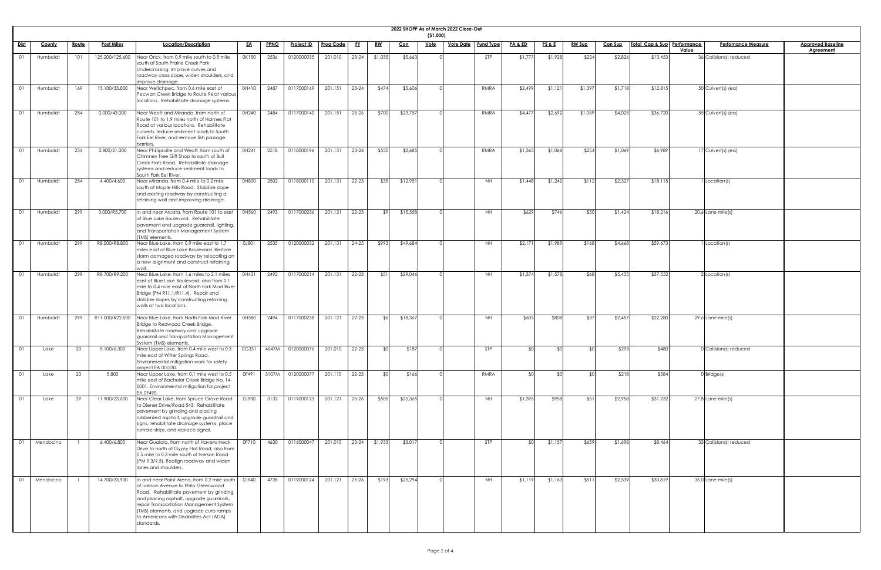# 2022 SHOPP As of March 2022 Close-Out

($1,000)

| Dist | County | Route | Post Miles | Location/Description | EA | PPNO | Project ID | Prog Code | FY | RW | Con | Vote | Vote Date | Fund Type | PA & ED | PS & E | RW Sup | Con Sup | Total Cap & Sup | Performance Value | Perfomance Measure | Approved Baseline Agreement |
|---|---|---|---|---|---|---|---|---|---|---|---|---|---|---|---|---|---|---|---|---|---|---|
| 01 | Humboldt | 101 | 125.200/125.600 | Near Orick, from 0.9 mile south to 0.5 mile south of South Prairie Creek Park Undercrossing. Improve curves and roadway cross slope, widen shoulders, and improve drainage. | 0K150 | 2536 | 0120000035 | 201.010 | 23-24 | $1,035 | $5,663 | 0 | | STP | $1,777 | $1,928 | $224 | $2,826 | $13,453 | 36 | Collision(s) reduced | |
| 01 | Humboldt | 169 | 15.100/33.800 | Near Weitchpec, from 0.6 mile east of Pecwan Creek Bridge to Route 96 at various locations. Rehabilitate drainage systems. | 0H410 | 2487 | 0117000169 | 201.151 | 23-24 | $474 | $5,606 | 0 | | RMRA | $2,499 | $1,121 | $1,397 | $1,718 | $12,815 | 50 | Culvert(s) (ea) | |
| 01 | Humboldt | 254 | 0.000/43.000 | Near Weott and Miranda, from north of Route 101 to 1.9 miles north of Holmes Flat Road at various locations. Rehabilitate culverts, reduce sediment loads to South Fork Eel River, and remove fish passage barriers. | 0H240 | 2484 | 0117000140 | 201.151 | 25-26 | $700 | $23,757 | 0 | | RMRA | $4,477 | $2,692 | $1,069 | $4,025 | $36,720 | 55 | Culvert(s) (ea) | |
| 01 | Humboldt | 254 | 0.800/21.000 | Near Phillipsville and Weott, from south of Chimney Tree Gift Shop to south of Bull Creek Flats Road. Rehabilitate drainage systems and reduce sediment loads to South Fork Eel River. | 0H241 | 2518 | 0118000196 | 201.151 | 23-24 | $550 | $2,685 | 0 | | RMRA | $1,365 | $1,066 | $254 | $1,069 | $6,989 | 17 | Culvert(s) (ea) | |
| 01 | Humboldt | 254 | 4.400/4.600 | Near Miranda, from 0.4 mile to 0.2 mile south of Maple Hills Road. Stabilize slope and existing roadway by constructing a retaining wall and improving drainage. | 0H800 | 2502 | 0118000110 | 201.131 | 22-23 | $35 | $12,951 | 0 | | NH | $1,448 | $1,242 | $112 | $2,327 | $18,115 | 1 | Location(s) | |
| 01 | Humboldt | 299 | 0.000/R5.700 | In and near Arcata, from Route 101 to east of Blue Lake Boulevard. Rehabilitate pavement and upgrade guardrail, lighting, and Transportation Management System (TMS) elements. | 0H560 | 2493 | 0117000236 | 201.121 | 22-23 | $9 | $15,358 | 0 | | NH | $629 | $746 | $50 | $1,424 | $18,216 | 20.6 | Lane mile(s) | |
| 01 | Humboldt | 299 | R8.000/R8.800 | Near Blue Lake, from 0.9 mile east to 1.7 miles east of Blue Lake Boulevard. Restore storm damaged roadway by relocating on a new alignment and construct retaining wall. | 0J801 | 2535 | 0120000032 | 201.131 | 24-25 | $993 | $49,684 | 0 | | NH | $2,171 | $1,989 | $168 | $4,668 | $59,673 | 1 | Location(s) | |
| 01 | Humboldt | 299 | R8.700/R9.200 | Near Blue Lake, from 1.6 miles to 2.1 miles east of Blue Lake Boulevard; also from 0.1 mile to 0.4 mile east of North Fork Mad River Bridge (PM R11.1/R11.4). Repair and stabilize slopes by constructing retaining walls at two locations. | 0H431 | 2492 | 0117000214 | 201.131 | 22-23 | $51 | $29,046 | 0 | | NH | $1,374 | $1,578 | $68 | $5,435 | $37,552 | 2 | Location(s) | |
| 01 | Humboldt | 299 | R11.000/R22.500 | Near Blue Lake, from North Fork Mad River Bridge to Redwood Creek Bridge. Rehabilitate roadway and upgrade guardrail and Transportation Management System (TMS) elements. | 0H580 | 2494 | 0117000238 | 201.121 | 22-23 | $6 | $18,367 | 0 | | NH | $605 | $808 | $37 | $2,457 | $22,280 | 29.6 | Lane mile(s) | |
| 01 | Lake | 20 | 5.100/6.300 | Near Upper Lake, from 0.4 mile west to 0.3 mile east of Witter Springs Road. Environmental mitigation work for safety project EA 0G330. | 0G331 | 4647M | 0120000076 | 201.010 | 22-23 | $0 | $187 | 0 | | STP | $0 | $0 | $0 | $293 | $480 | 0 | Collision(s) reduced | |
| 01 | Lake | 20 | 5.800 | Near Upper Lake, from 0.1 mile west to 0.5 mile east of Bachelor Creek Bridge No. 14-0001. Environmental mitigation for project EA 0F490. | 0F491 | 3107M | 0120000077 | 201.110 | 22-23 | $0 | $166 | 0 | | RMRA | $0 | $0 | $0 | $218 | $384 | 0 | Bridge(s) | |
| 01 | Lake | 29 | 11.900/23.600 | Near Clear Lake, from Spruce Grove Road to Diener Drive/Road 543. Rehabilitate pavement by grinding and placing rubberized asphalt, upgrade guardrail and signs, rehabilitate drainage systems, place rumble strips, and replace signal. | 0J930 | 3132 | 0119000123 | 201.121 | 25-26 | $505 | $25,365 | 0 | | NH | $1,395 | $958 | $51 | $2,958 | $31,232 | 27.8 | Lane mile(s) | |
| 01 | Mendocino | 1 | 6.400/6.800 | Near Gualala, from north of Havens Neck Drive to north of Gypsy Flat Road; also from 0.5 mile to 0.3 mile south of Iverson Road (PM 9.3/9.5). Realign roadway and widen lanes and shoulders. | 0F710 | 4630 | 0116000047 | 201.010 | 23-24 | $1,933 | $3,017 | 0 | | STP | $0 | $1,157 | $659 | $1,698 | $8,464 | 33 | Collision(s) reduced | |
| 01 | Mendocino | 1 | 14.700/33.900 | In and near Point Arena, from 0.2 mile south of Iverson Avenue to Philo Greenwood Road. Rehabilitate pavement by grinding and placing asphalt, upgrade guardrails, repair Transportation Management System (TMS) elements, and upgrade curb ramps to Americans with Disabilities Act (ADA) standards. | 0J940 | 4738 | 0119000124 | 201.121 | 25-26 | $193 | $25,294 | 0 | | NH | $1,119 | $1,163 | $511 | $2,539 | $30,819 | 36.0 | Lane mile(s) | |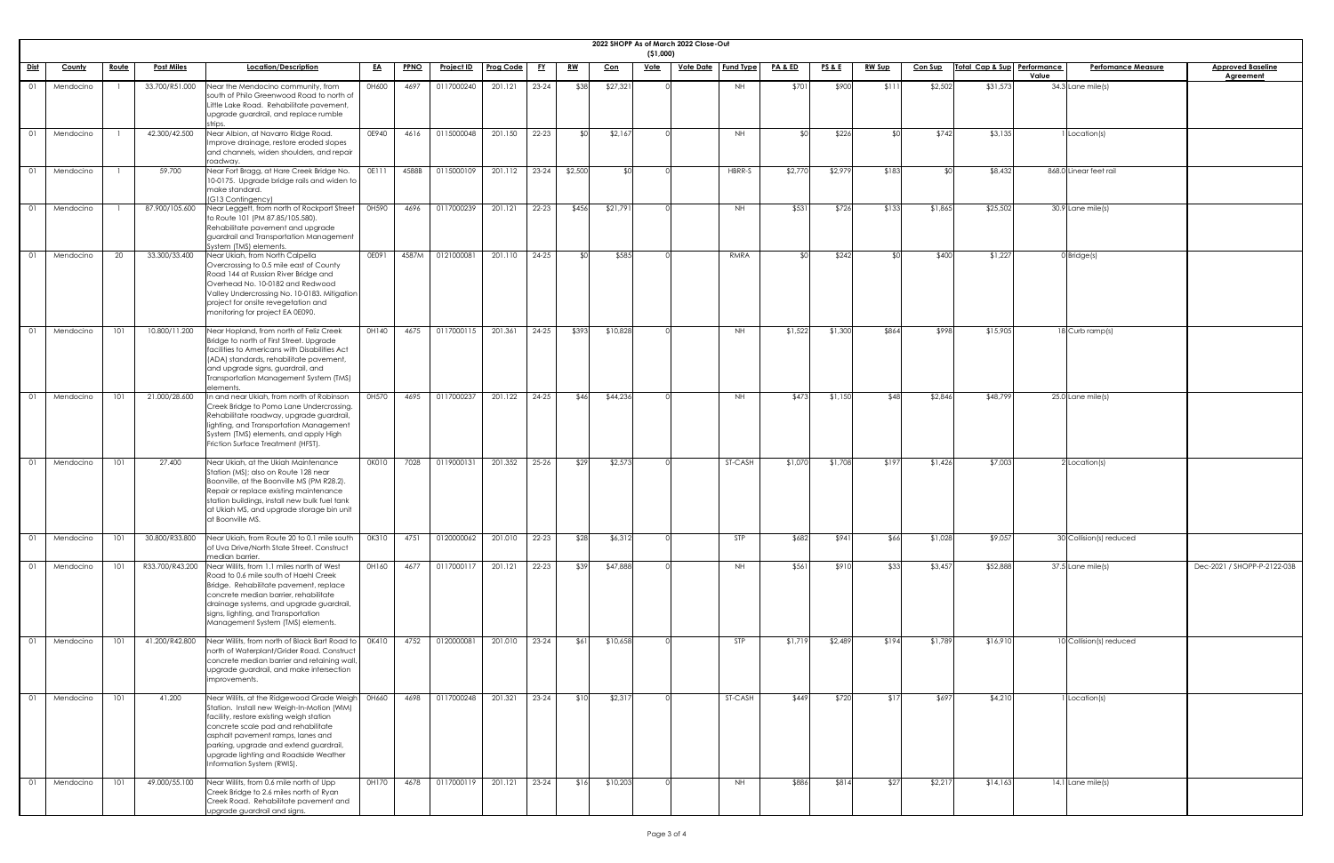## 2022 SHOPP As of March 2022 Close-Out
### ($1,000)

| Dist | County | Route | Post Miles | Location/Description | EA | PPNO | Project ID | Prog Code | FY | RW | Con | Vote | Vote Date | Fund Type | PA & ED | PS & E | RW Sup | Con Sup | Total Cap & Sup | Performance Value | Perfomance Measure | Approved Baseline Agreement |
|---|---|---|---|---|---|---|---|---|---|---|---|---|---|---|---|---|---|---|---|---|---|---|
| 01 | Mendocino | 1 | 33.700/R51.000 | Near the Mendocino community, from south of Philo Greenwood Road to north of Little Lake Road. Rehabilitate pavement, upgrade guardrail, and replace rumble strips. | 0H600 | 4697 | 0117000240 | 201.121 | 23-24 | $38 | $27,321 | 0 | | NH | $701 | $900 | $111 | $2,502 | $31,573 | 34.3 | Lane mile(s) | |
| 01 | Mendocino | 1 | 42.300/42.500 | Near Albion, at Navarro Ridge Road. Improve drainage, restore eroded slopes and channels, widen shoulders, and repair roadway. | 0E940 | 4616 | 0115000048 | 201.150 | 22-23 | $0 | $2,167 | 0 | | NH | $0 | $226 | $0 | $742 | $3,135 | 1 | Location(s) | |
| 01 | Mendocino | 1 | 59.700 | Near Fort Bragg, at Hare Creek Bridge No. 10-0175. Upgrade bridge rails and widen to make standard. (G13 Contingency) | 0E111 | 4588B | 0115000109 | 201.112 | 23-24 | $2,500 | $0 | 0 | | HBRR-S | $2,770 | $2,979 | $183 | $0 | $8,432 | 868.0 | Linear feet rail | |
| 01 | Mendocino | 1 | 87.900/105.600 | Near Leggett, from north of Rockport Street to Route 101 (PM 87.85/105.580). Rehabilitate pavement and upgrade guardrail and Transportation Management System (TMS) elements. | 0H590 | 4696 | 0117000239 | 201.121 | 22-23 | $456 | $21,791 | 0 | | NH | $531 | $726 | $133 | $1,865 | $25,502 | 30.9 | Lane mile(s) | |
| 01 | Mendocino | 20 | 33.300/33.400 | Near Ukiah, from North Calpella Overcrossing to 0.5 mile east of County Road 144 at Russian River Bridge and Overhead No. 10-0182 and Redwood Valley Undercrossing No. 10-0183. Mitigation project for onsite revegetation and monitoring for project EA 0E090. | 0E091 | 4587M | 0121000081 | 201.110 | 24-25 | $0 | $585 | 0 | | RMRA | $0 | $242 | $0 | $400 | $1,227 | 0 | Bridge(s) | |
| 01 | Mendocino | 101 | 10.800/11.200 | Near Hopland, from north of Feliz Creek Bridge to north of First Street. Upgrade facilities to Americans with Disabilities Act (ADA) standards, rehabilitate pavement, and upgrade signs, guardrail, and Transportation Management System (TMS) elements. | 0H140 | 4675 | 0117000115 | 201.361 | 24-25 | $393 | $10,828 | 0 | | NH | $1,522 | $1,300 | $864 | $998 | $15,905 | 18 | Curb ramp(s) | |
| 01 | Mendocino | 101 | 21.000/28.600 | In and near Ukiah, from north of Robinson Creek Bridge to Pomo Lane Undercrossing. Rehabilitate roadway, upgrade guardrail, lighting, and Transportation Management System (TMS) elements, and apply High Friction Surface Treatment (HFST). | 0H570 | 4695 | 0117000237 | 201.122 | 24-25 | $46 | $44,236 | 0 | | NH | $473 | $1,150 | $48 | $2,846 | $48,799 | 25.0 | Lane mile(s) | |
| 01 | Mendocino | 101 | 27.400 | Near Ukiah, at the Ukiah Maintenance Station (MS); also on Route 128 near Boonville, at the Boonville MS (PM R28.2). Repair or replace existing maintenance station buildings, install new bulk fuel tank at Ukiah MS, and upgrade storage bin unit at Boonville MS. | 0K010 | 7028 | 0119000131 | 201.352 | 25-26 | $29 | $2,573 | 0 | | ST-CASH | $1,070 | $1,708 | $197 | $1,426 | $7,003 | 2 | Location(s) | |
| 01 | Mendocino | 101 | 30.800/R33.800 | Near Ukiah, from Route 20 to 0.1 mile south of Uva Drive/North State Street. Construct median barrier. | 0K310 | 4751 | 0120000062 | 201.010 | 22-23 | $28 | $6,312 | 0 | | STP | $682 | $941 | $66 | $1,028 | $9,057 | 30 | Collision(s) reduced | |
| 01 | Mendocino | 101 | R33.700/R43.200 | Near Willits, from 1.1 miles north of West Road to 0.6 mile south of Haehl Creek Bridge. Rehabilitate pavement, replace concrete median barrier, rehabilitate drainage systems, and upgrade guardrail, signs, lighting, and Transportation Management System (TMS) elements. | 0H160 | 4677 | 0117000117 | 201.121 | 22-23 | $39 | $47,888 | 0 | | NH | $561 | $910 | $33 | $3,457 | $52,888 | 37.5 | Lane mile(s) | Dec-2021 / SHOPP-P-2122-03B |
| 01 | Mendocino | 101 | 41.200/R42.800 | Near Willits, from north of Black Bart Road to north of Waterplant/Grider Road. Construct concrete median barrier and retaining wall, upgrade guardrail, and make intersection improvements. | 0K410 | 4752 | 0120000081 | 201.010 | 23-24 | $61 | $10,658 | 0 | | STP | $1,719 | $2,489 | $194 | $1,789 | $16,910 | 10 | Collision(s) reduced | |
| 01 | Mendocino | 101 | 41.200 | Near Willits, at the Ridgewood Grade Weigh Station. Install new Weigh-In-Motion (WIM) facility, restore existing weigh station concrete scale pad and rehabilitate asphalt pavement ramps, lanes and parking, upgrade and extend guardrail, upgrade lighting and Roadside Weather Information System (RWIS). | 0H660 | 4698 | 0117000248 | 201.321 | 23-24 | $10 | $2,317 | 0 | | ST-CASH | $449 | $720 | $17 | $697 | $4,210 | 1 | Location(s) | |
| 01 | Mendocino | 101 | 49.000/55.100 | Near Willits, from 0.6 mile north of Upp Creek Bridge to 2.6 miles north of Ryan Creek Road. Rehabilitate pavement and upgrade guardrail and signs. | 0H170 | 4678 | 0117000119 | 201.121 | 23-24 | $16 | $10,203 | 0 | | NH | $886 | $814 | $27 | $2,217 | $14,163 | 14.1 | Lane mile(s) | |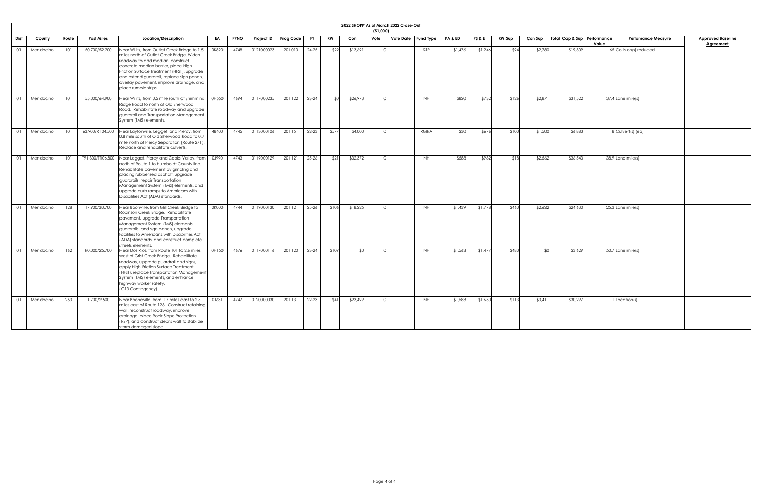**2022 SHOPP As of March 2022 Close-Out**

**($1,000)**

| Dist | County | Route | Post Miles | Location/Description | EA | PPNO | Project ID | Prog Code | FY | RW | Con | Vote | Vote Date | Fund Type | PA & ED | PS & E | RW Sup | Con Sup | Total Cap & Sup | Performance Value | Perfomance Measure | Approved Baseline Agreement |
|---|---|---|---|---|---|---|---|---|---|---|---|---|---|---|---|---|---|---|---|---|---|---|
| 01 | Mendocino | 101 | 50.700/52.200 | Near Willits, from Outlet Creek Bridge to 1.5 miles north of Outlet Creek Bridge. Widen roadway to add median, construct concrete median barrier, place High Friction Surface Treatment (HFST), upgrade and extend guardrail, replace sign panels, overlay pavement, improve drainage, and place rumble strips. | 0K890 | 4748 | 0121000023 | 201.010 | 24-25 | $22 | $13,691 | 0 | | STP | $1,476 | $1,246 | $94 | $2,780 | $19,309 | 65 | Collision(s) reduced | |
| 01 | Mendocino | 101 | 55.000/64.900 | Near Willits, from 0.5 mile south of Shimmins Ridge Road to north of Old Sherwood Road. Rehabilitate roadway and upgrade guardrail and Transportation Management System (TMS) elements. | 0H550 | 4694 | 0117000235 | 201.122 | 23-24 | $0 | $26,973 | 0 | | NH | $820 | $732 | $126 | $2,871 | $31,522 | 37.4 | Lane mile(s) | |
| 01 | Mendocino | 101 | 63.900/R104.500 | Near Laytonville, Leggett, and Piercy, from 0.8 mile south of Old Sherwood Road to 0.7 mile north of Piercy Separation (Route 271). Replace and rehabilitate culverts. | 4B400 | 4745 | 0113000106 | 201.151 | 22-23 | $577 | $4,000 | 0 | | RMRA | $30 | $676 | $100 | $1,500 | $6,883 | 18 | Culvert(s) (ea) | |
| 01 | Mendocino | 101 | T91.300/T106.800 | Near Leggett, Piercy and Cooks Valley, from north of Route 1 to Humboldt County line. Rehabilitate pavement by grinding and placing rubberized asphalt, upgrade guardrails, repair Transportation Management System (TMS) elements, and upgrade curb ramps to Americans with Disabilities Act (ADA) standards. | 0J990 | 4743 | 0119000129 | 201.121 | 25-26 | $21 | $32,372 | 0 | | NH | $588 | $982 | $18 | $2,562 | $36,543 | 38.9 | Lane mile(s) | |
| 01 | Mendocino | 128 | 17.900/30.700 | Near Boonville, from Mill Creek Bridge to Robinson Creek Bridge. Rehabilitate pavement, upgrade Transportation Management System (TMS) elements, guardrails, and sign panels, upgrade facilities to Americans with Disabilities Act (ADA) standards, and construct complete streets elements. | 0K000 | 4744 | 0119000130 | 201.121 | 25-26 | $106 | $18,225 | 0 | | NH | $1,439 | $1,778 | $460 | $2,622 | $24,630 | 25.3 | Lane mile(s) | |
| 01 | Mendocino | 162 | R0.000/25.700 | Near Dos Rios, from Route 101 to 2.6 miles west of Grist Creek Bridge. Rehabilitate roadway, upgrade guardrail and signs, apply High Friction Surface Treatment (HFST), replace Transportation Management System (TMS) elements, and enhance highway worker safety. (G13 Contingency) | 0H150 | 4676 | 0117000116 | 201.120 | 23-24 | $109 | $0 | 0 | | NH | $1,563 | $1,477 | $480 | $0 | $3,629 | 50.7 | Lane mile(s) | |
| 01 | Mendocino | 253 | 1.700/2.500 | Near Booneville, from 1.7 miles east to 2.5 miles east of Route 128. Construct retaining wall, reconstruct roadway, improve drainage, place Rock Slope Protection (RSP), and construct debris wall to stabilize storm damaged slope. | 0J631 | 4747 | 0120000030 | 201.131 | 22-23 | $41 | $23,499 | 0 | | NH | $1,583 | $1,650 | $113 | $3,411 | $30,297 | 1 | Location(s) | |